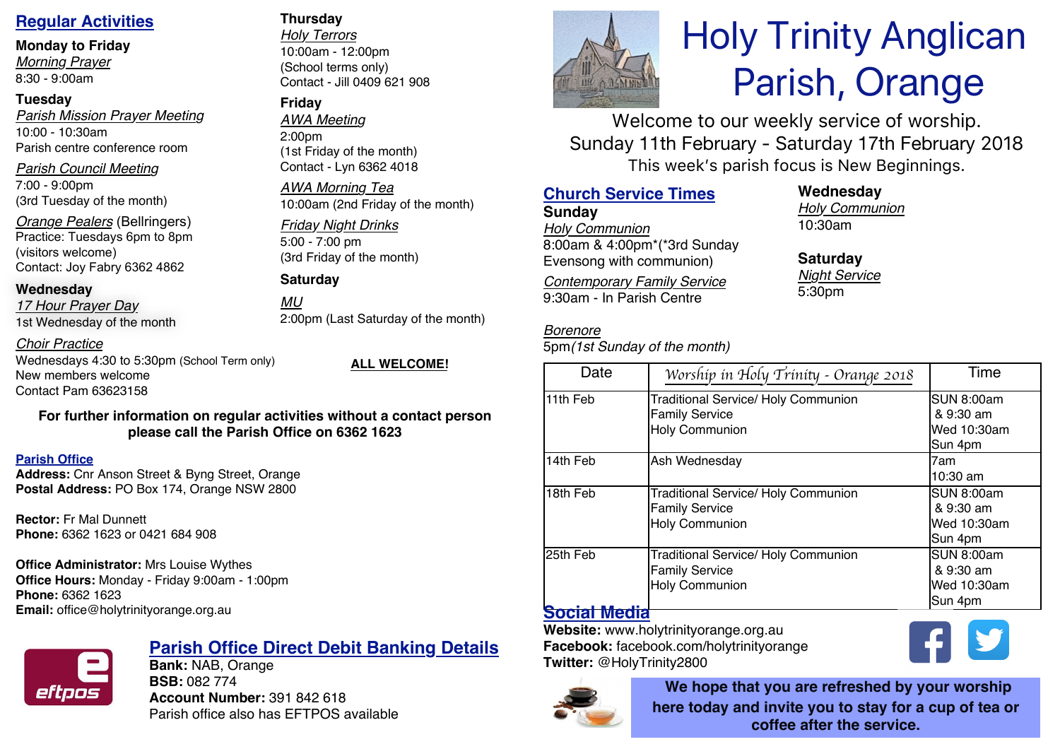# Holy Trinity Anglican Parish, Orange

Welcome to our weekly service of worship.
Sunday 11th February - Saturday 17th February 2018
This week's parish focus is New Beginnings.

## Regular Activities

**Monday to Friday**
*Morning Prayer*
8:30 - 9:00am

**Tuesday**
*Parish Mission Prayer Meeting*
10:00 - 10:30am
Parish centre conference room

*Parish Council Meeting*
7:00 - 9:00pm
(3rd Tuesday of the month)

*Orange Pealers* (Bellringers)
Practice: Tuesdays 6pm to 8pm
(visitors welcome)
Contact: Joy Fabry 6362 4862

**Wednesday**
*17 Hour Prayer Day*
1st Wednesday of the month

*Choir Practice*
Wednesdays 4:30 to 5:30pm (School Term only)
New members welcome
Contact Pam 63623158

**Thursday**
*Holy Terrors*
10:00am - 12:00pm
(School terms only)
Contact - Jill 0409 621 908

**Friday**
*AWA Meeting*
2:00pm
(1st Friday of the month)
Contact - Lyn 6362 4018

*AWA Morning Tea*
10:00am (2nd Friday of the month)

*Friday Night Drinks*
5:00 - 7:00 pm
(3rd Friday of the month)

**Saturday**
*MU*
2:00pm (Last Saturday of the month)

**ALL WELCOME!**

**For further information on regular activities without a contact person please call the Parish Office on 6362 1623**

## Parish Office

**Address:** Cnr Anson Street & Byng Street, Orange
**Postal Address:** PO Box 174, Orange NSW 2800

**Rector:** Fr Mal Dunnett
**Phone:** 6362 1623 or 0421 684 908

**Office Administrator:** Mrs Louise Wythes
**Office Hours:** Monday - Friday 9:00am - 1:00pm
**Phone:** 6362 1623
**Email:** office@holytrinityorange.org.au

## Parish Office Direct Debit Banking Details

**Bank:** NAB, Orange
**BSB:** 082 774
**Account Number:** 391 842 618
Parish office also has EFTPOS available

## Church Service Times

**Sunday**
*Holy Communion*
8:00am & 4:00pm*(*3rd Sunday Evensong with communion)

*Contemporary Family Service*
9:30am - In Parish Centre

*Borenore*
5pm*(1st Sunday of the month)*

**Wednesday**
*Holy Communion*
10:30am

**Saturday**
*Night Service*
5:30pm

| Date | Worship in Holy Trinity - Orange 2018 | Time |
|---|---|---|
| 11th Feb | Traditional Service/ Holy Communion<br>Family Service<br>Holy Communion | SUN 8:00am<br>& 9:30 am<br>Wed 10:30am<br>Sun 4pm |
| 14th Feb | Ash Wednesday | 7am<br>10:30 am |
| 18th Feb | Traditional Service/ Holy Communion<br>Family Service<br>Holy Communion | SUN 8:00am<br>& 9:30 am<br>Wed 10:30am<br>Sun 4pm |
| 25th Feb | Traditional Service/ Holy Communion<br>Family Service<br>Holy Communion | SUN 8:00am<br>& 9:30 am<br>Wed 10:30am<br>Sun 4pm |

## Social Media

**Website:** www.holytrinityorange.org.au
**Facebook:** facebook.com/holytrinityorange
**Twitter:** @HolyTrinity2800

**We hope that you are refreshed by your worship here today and invite you to stay for a cup of tea or coffee after the service.**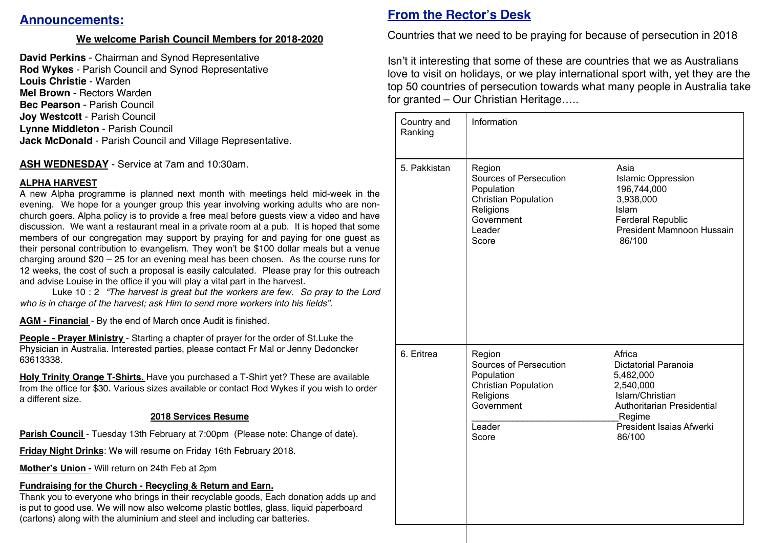## Announcements:

**We welcome Parish Council Members for 2018-2020**

**David Perkins** - Chairman and Synod Representative
**Rod Wykes** - Parish Council and Synod Representative
**Louis Christie** - Warden
**Mel Brown** - Rectors Warden
**Bec Pearson** - Parish Council
**Joy Westcott** - Parish Council
**Lynne Middleton** - Parish Council
**Jack McDonald** - Parish Council and Village Representative.

**ASH WEDNESDAY** - Service at 7am and 10:30am.

**ALPHA HARVEST**
A new Alpha programme is planned next month with meetings held mid-week in the evening. We hope for a younger group this year involving working adults who are non-church goers. Alpha policy is to provide a free meal before guests view a video and have discussion. We want a restaurant meal in a private room at a pub. It is hoped that some members of our congregation may support by praying for and paying for one guest as their personal contribution to evangelism. They won't be $100 dollar meals but a venue charging around $20 – 25 for an evening meal has been chosen. As the course runs for 12 weeks, the cost of such a proposal is easily calculated. Please pray for this outreach and advise Louise in the office if you will play a vital part in the harvest.

Luke 10 : 2 *"The harvest is great but the workers are few. So pray to the Lord who is in charge of the harvest; ask Him to send more workers into his fields"*.

**AGM - Financial** - By the end of March once Audit is finished.

**People - Prayer Ministry** - Starting a chapter of prayer for the order of St.Luke the Physician in Australia. Interested parties, please contact Fr Mal or Jenny Dedoncker 63613338.

**Holy Trinity Orange T-Shirts.** Have you purchased a T-Shirt yet? These are available from the office for $30. Various sizes available or contact Rod Wykes if you wish to order a different size.

**2018 Services Resume**

**Parish Council** - Tuesday 13th February at 7:00pm (Please note: Change of date).

**Friday Night Drinks**: We will resume on Friday 16th February 2018.

**Mother's Union -** Will return on 24th Feb at 2pm

**Fundraising for the Church - Recycling & Return and Earn.**
Thank you to everyone who brings in their recyclable goods, Each donation adds up and is put to good use. We will now also welcome plastic bottles, glass, liquid paperboard (cartons) along with the aluminium and steel and including car batteries.

## From the Rector's Desk

Countries that we need to be praying for because of persecution in 2018

Isn't it interesting that some of these are countries that we as Australians love to visit on holidays, or we play international sport with, yet they are the top 50 countries of persecution towards what many people in Australia take for granted – Our Christian Heritage…..

| Country and Ranking | Information | |
|---|---|---|
| 5. Pakkistan | Region<br>Sources of Persecution<br>Population<br>Christian Population<br>Religions<br>Government<br>Leader<br>Score | Asia<br>Islamic Oppression<br>196,744,000<br>3,938,000<br>Islam<br>Ferderal Republic<br>President Mamnoon Hussain<br>86/100 |
| 6. Eritrea | Region<br>Sources of Persecution<br>Population<br>Christian Population<br>Religions<br>Government<br><br>Leader<br>Score | Africa<br>Dictatorial Paranoia<br>5,482,000<br>2,540,000<br>Islam/Christian<br>Authoritarian Presidential Regime<br>President Isaias Afwerki<br>86/100 |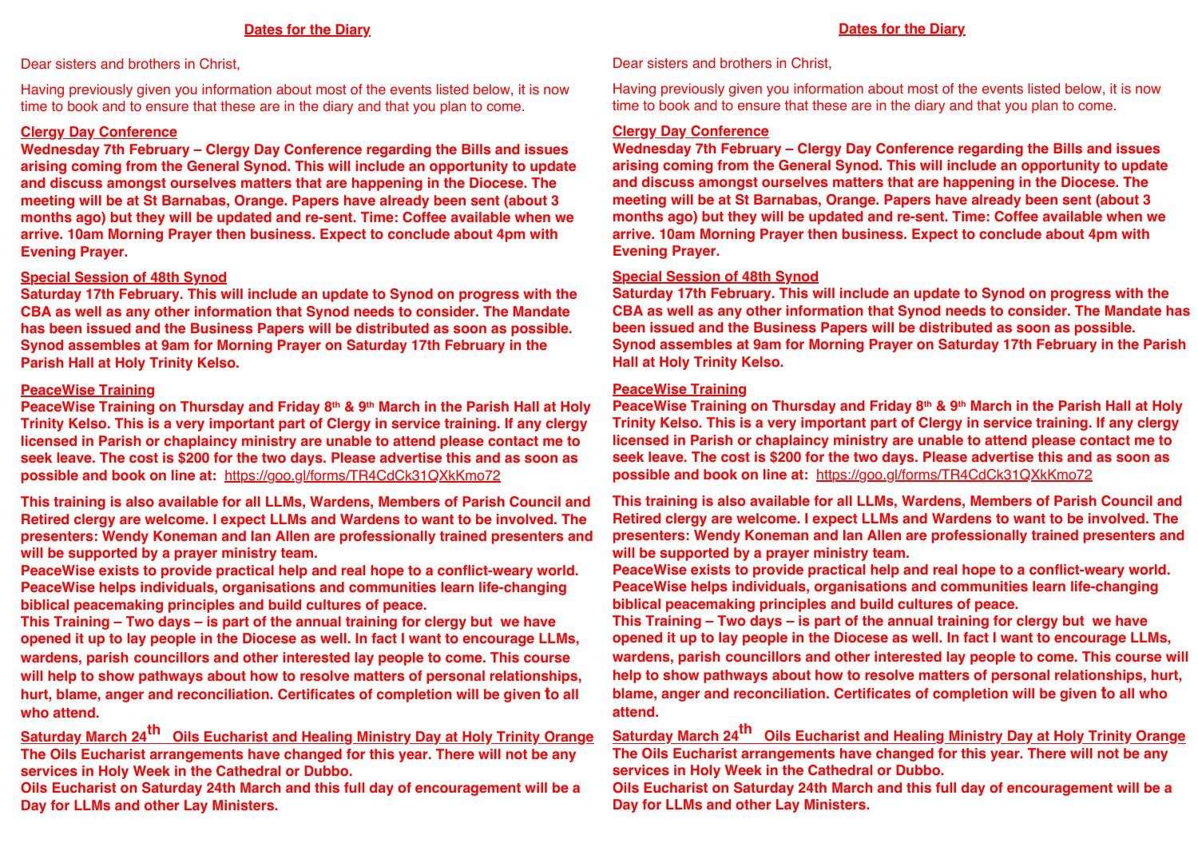## Dates for the Diary

Dear sisters and brothers in Christ,

Having previously given you information about most of the events listed below, it is now time to book and to ensure that these are in the diary and that you plan to come.

### Clergy Day Conference

**Wednesday 7th February – Clergy Day Conference regarding the Bills and issues arising coming from the General Synod. This will include an opportunity to update and discuss amongst ourselves matters that are happening in the Diocese. The meeting will be at St Barnabas, Orange. Papers have already been sent (about 3 months ago) but they will be updated and re-sent. Time: Coffee available when we arrive. 10am Morning Prayer then business. Expect to conclude about 4pm with Evening Prayer.**

### Special Session of 48th Synod

**Saturday 17th February. This will include an update to Synod on progress with the CBA as well as any other information that Synod needs to consider. The Mandate has been issued and the Business Papers will be distributed as soon as possible. Synod assembles at 9am for Morning Prayer on Saturday 17th February in the Parish Hall at Holy Trinity Kelso.**

### PeaceWise Training

**PeaceWise Training on Thursday and Friday 8th & 9th March in the Parish Hall at Holy Trinity Kelso. This is a very important part of Clergy in service training. If any clergy licensed in Parish or chaplaincy ministry are unable to attend please contact me to seek leave. The cost is $200 for the two days. Please advertise this and as soon as possible and book on line at:** https://goo.gl/forms/TR4CdCk31QXkKmo72

**This training is also available for all LLMs, Wardens, Members of Parish Council and Retired clergy are welcome. I expect LLMs and Wardens to want to be involved. The presenters: Wendy Koneman and Ian Allen are professionally trained presenters and will be supported by a prayer ministry team.**

**PeaceWise exists to provide practical help and real hope to a conflict-weary world. PeaceWise helps individuals, organisations and communities learn life-changing biblical peacemaking principles and build cultures of peace.**

**This Training – Two days – is part of the annual training for clergy but we have opened it up to lay people in the Diocese as well. In fact I want to encourage LLMs, wardens, parish councillors and other interested lay people to come. This course will help to show pathways about how to resolve matters of personal relationships, hurt, blame, anger and reconciliation. Certificates of completion will be given to all who attend.**

### Saturday March 24th Oils Eucharist and Healing Ministry Day at Holy Trinity Orange

**The Oils Eucharist arrangements have changed for this year. There will not be any services in Holy Week in the Cathedral or Dubbo.**

**Oils Eucharist on Saturday 24th March and this full day of encouragement will be a Day for LLMs and other Lay Ministers.**

## Dates for the Diary

Dear sisters and brothers in Christ,

Having previously given you information about most of the events listed below, it is now time to book and to ensure that these are in the diary and that you plan to come.

### Clergy Day Conference

**Wednesday 7th February – Clergy Day Conference regarding the Bills and issues arising coming from the General Synod. This will include an opportunity to update and discuss amongst ourselves matters that are happening in the Diocese. The meeting will be at St Barnabas, Orange. Papers have already been sent (about 3 months ago) but they will be updated and re-sent. Time: Coffee available when we arrive. 10am Morning Prayer then business. Expect to conclude about 4pm with Evening Prayer.**

### Special Session of 48th Synod

**Saturday 17th February. This will include an update to Synod on progress with the CBA as well as any other information that Synod needs to consider. The Mandate has been issued and the Business Papers will be distributed as soon as possible. Synod assembles at 9am for Morning Prayer on Saturday 17th February in the Parish Hall at Holy Trinity Kelso.**

### PeaceWise Training

**PeaceWise Training on Thursday and Friday 8th & 9th March in the Parish Hall at Holy Trinity Kelso. This is a very important part of Clergy in service training. If any clergy licensed in Parish or chaplaincy ministry are unable to attend please contact me to seek leave. The cost is $200 for the two days. Please advertise this and as soon as possible and book on line at:** https://goo.gl/forms/TR4CdCk31QXkKmo72

**This training is also available for all LLMs, Wardens, Members of Parish Council and Retired clergy are welcome. I expect LLMs and Wardens to want to be involved. The presenters: Wendy Koneman and Ian Allen are professionally trained presenters and will be supported by a prayer ministry team.**

**PeaceWise exists to provide practical help and real hope to a conflict-weary world. PeaceWise helps individuals, organisations and communities learn life-changing biblical peacemaking principles and build cultures of peace.**

**This Training – Two days – is part of the annual training for clergy but we have opened it up to lay people in the Diocese as well. In fact I want to encourage LLMs, wardens, parish councillors and other interested lay people to come. This course will help to show pathways about how to resolve matters of personal relationships, hurt, blame, anger and reconciliation. Certificates of completion will be given to all who attend.**

### Saturday March 24th Oils Eucharist and Healing Ministry Day at Holy Trinity Orange

**The Oils Eucharist arrangements have changed for this year. There will not be any services in Holy Week in the Cathedral or Dubbo.**

**Oils Eucharist on Saturday 24th March and this full day of encouragement will be a Day for LLMs and other Lay Ministers.**